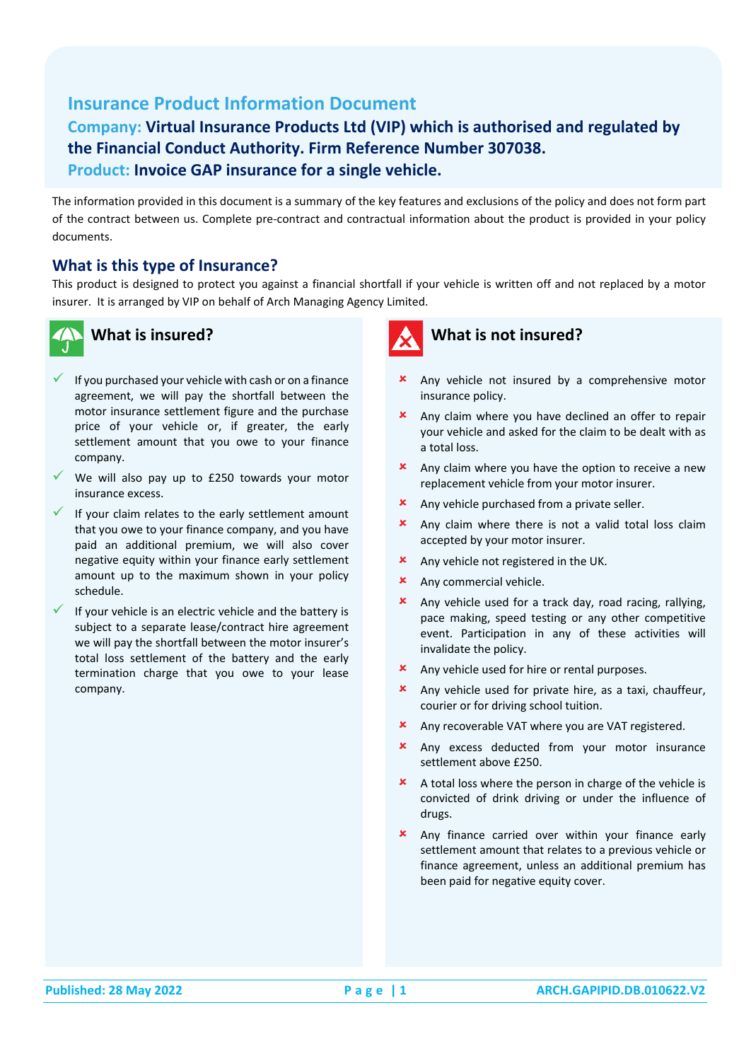# Insurance Product Information Document

**Company:** **Virtual Insurance Products Ltd (VIP) which is authorised and regulated by the Financial Conduct Authority. Firm Reference Number 307038.**

**Product:** **Invoice GAP insurance for a single vehicle.**

The information provided in this document is a summary of the key features and exclusions of the policy and does not form part of the contract between us. Complete pre-contract and contractual information about the product is provided in your policy documents.

## What is this type of Insurance?

This product is designed to protect you against a financial shortfall if your vehicle is written off and not replaced by a motor insurer. It is arranged by VIP on behalf of Arch Managing Agency Limited.

## What is insured?

- ✓ If you purchased your vehicle with cash or on a finance agreement, we will pay the shortfall between the motor insurance settlement figure and the purchase price of your vehicle or, if greater, the early settlement amount that you owe to your finance company.
- ✓ We will also pay up to £250 towards your motor insurance excess.
- ✓ If your claim relates to the early settlement amount that you owe to your finance company, and you have paid an additional premium, we will also cover negative equity within your finance early settlement amount up to the maximum shown in your policy schedule.
- ✓ If your vehicle is an electric vehicle and the battery is subject to a separate lease/contract hire agreement we will pay the shortfall between the motor insurer's total loss settlement of the battery and the early termination charge that you owe to your lease company.

## What is not insured?

- ✗ Any vehicle not insured by a comprehensive motor insurance policy.
- ✗ Any claim where you have declined an offer to repair your vehicle and asked for the claim to be dealt with as a total loss.
- ✗ Any claim where you have the option to receive a new replacement vehicle from your motor insurer.
- ✗ Any vehicle purchased from a private seller.
- ✗ Any claim where there is not a valid total loss claim accepted by your motor insurer.
- ✗ Any vehicle not registered in the UK.
- ✗ Any commercial vehicle.
- ✗ Any vehicle used for a track day, road racing, rallying, pace making, speed testing or any other competitive event. Participation in any of these activities will invalidate the policy.
- ✗ Any vehicle used for hire or rental purposes.
- ✗ Any vehicle used for private hire, as a taxi, chauffeur, courier or for driving school tuition.
- ✗ Any recoverable VAT where you are VAT registered.
- ✗ Any excess deducted from your motor insurance settlement above £250.
- ✗ A total loss where the person in charge of the vehicle is convicted of drink driving or under the influence of drugs.
- ✗ Any finance carried over within your finance early settlement amount that relates to a previous vehicle or finance agreement, unless an additional premium has been paid for negative equity cover.

Published: 28 May 2022 ARCH.GAPIPID.DB.010622.V2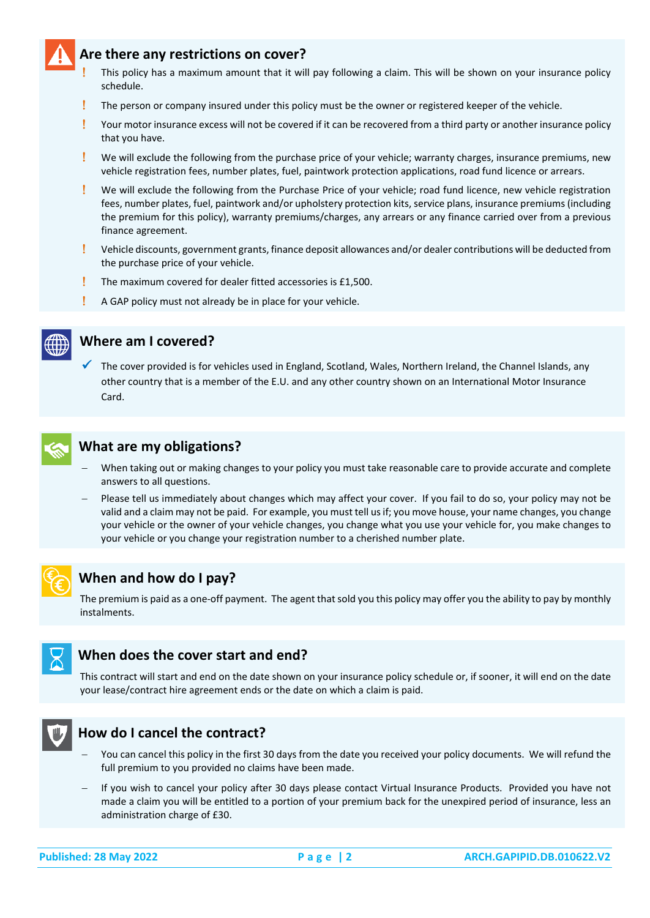## Are there any restrictions on cover?

- ! This policy has a maximum amount that it will pay following a claim. This will be shown on your insurance policy schedule.
- ! The person or company insured under this policy must be the owner or registered keeper of the vehicle.
- ! Your motor insurance excess will not be covered if it can be recovered from a third party or another insurance policy that you have.
- ! We will exclude the following from the purchase price of your vehicle; warranty charges, insurance premiums, new vehicle registration fees, number plates, fuel, paintwork protection applications, road fund licence or arrears.
- ! We will exclude the following from the Purchase Price of your vehicle; road fund licence, new vehicle registration fees, number plates, fuel, paintwork and/or upholstery protection kits, service plans, insurance premiums (including the premium for this policy), warranty premiums/charges, any arrears or any finance carried over from a previous finance agreement.
- ! Vehicle discounts, government grants, finance deposit allowances and/or dealer contributions will be deducted from the purchase price of your vehicle.
- ! The maximum covered for dealer fitted accessories is £1,500.
- ! A GAP policy must not already be in place for your vehicle.

## Where am I covered?

- ✓ The cover provided is for vehicles used in England, Scotland, Wales, Northern Ireland, the Channel Islands, any other country that is a member of the E.U. and any other country shown on an International Motor Insurance Card.

## What are my obligations?

- When taking out or making changes to your policy you must take reasonable care to provide accurate and complete answers to all questions.
- Please tell us immediately about changes which may affect your cover. If you fail to do so, your policy may not be valid and a claim may not be paid. For example, you must tell us if; you move house, your name changes, you change your vehicle or the owner of your vehicle changes, you change what you use your vehicle for, you make changes to your vehicle or you change your registration number to a cherished number plate.

## When and how do I pay?

The premium is paid as a one-off payment. The agent that sold you this policy may offer you the ability to pay by monthly instalments.

## When does the cover start and end?

This contract will start and end on the date shown on your insurance policy schedule or, if sooner, it will end on the date your lease/contract hire agreement ends or the date on which a claim is paid.

## How do I cancel the contract?

- You can cancel this policy in the first 30 days from the date you received your policy documents. We will refund the full premium to you provided no claims have been made.
- If you wish to cancel your policy after 30 days please contact Virtual Insurance Products. Provided you have not made a claim you will be entitled to a portion of your premium back for the unexpired period of insurance, less an administration charge of £30.

Published: 28 May 2022 ARCH.GAPIPID.DB.010622.V2